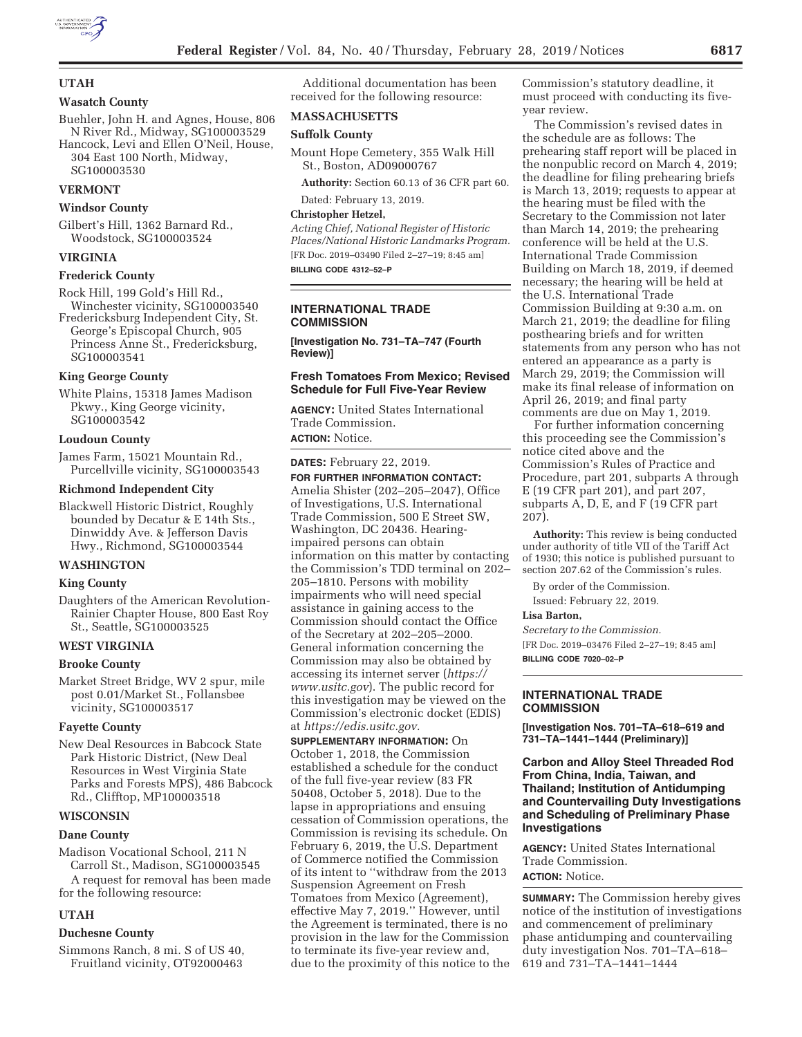## UTAH

### Wasatch County

Buehler, John H. and Agnes, House, 806 N River Rd., Midway, SG100003529

Hancock, Levi and Ellen O'Neil, House, 304 East 100 North, Midway, SG100003530

## VERMONT

### Windsor County

Gilbert's Hill, 1362 Barnard Rd., Woodstock, SG100003524

## VIRGINIA

### Frederick County

Rock Hill, 199 Gold's Hill Rd., Winchester vicinity, SG100003540

Fredericksburg Independent City, St. George's Episcopal Church, 905 Princess Anne St., Fredericksburg, SG100003541

### King George County

White Plains, 15318 James Madison Pkwy., King George vicinity, SG100003542

### Loudoun County

James Farm, 15021 Mountain Rd., Purcellville vicinity, SG100003543

### Richmond Independent City

Blackwell Historic District, Roughly bounded by Decatur & E 14th Sts., Dinwiddy Ave. & Jefferson Davis Hwy., Richmond, SG100003544

## WASHINGTON

### King County

Daughters of the American Revolution-Rainier Chapter House, 800 East Roy St., Seattle, SG100003525

## WEST VIRGINIA

### Brooke County

Market Street Bridge, WV 2 spur, mile post 0.01/Market St., Follansbee vicinity, SG100003517

### Fayette County

New Deal Resources in Babcock State Park Historic District, (New Deal Resources in West Virginia State Parks and Forests MPS), 486 Babcock Rd., Clifftop, MP100003518

## WISCONSIN

### Dane County

Madison Vocational School, 211 N Carroll St., Madison, SG100003545

A request for removal has been made for the following resource:

## UTAH

### Duchesne County

Simmons Ranch, 8 mi. S of US 40, Fruitland vicinity, OT92000463

Additional documentation has been received for the following resource:

## MASSACHUSETTS

### Suffolk County

Mount Hope Cemetery, 355 Walk Hill St., Boston, AD09000767

**Authority:** Section 60.13 of 36 CFR part 60.

Dated: February 13, 2019.

**Christopher Hetzel,**

*Acting Chief, National Register of Historic Places/National Historic Landmarks Program.*

[FR Doc. 2019–03490 Filed 2–27–19; 8:45 am]

**BILLING CODE 4312–52–P**

---

# INTERNATIONAL TRADE COMMISSION

**[Investigation No. 731–TA–747 (Fourth Review)]**

## Fresh Tomatoes From Mexico; Revised Schedule for Full Five-Year Review

**AGENCY:** United States International Trade Commission.

**ACTION:** Notice.

**DATES:** February 22, 2019.

**FOR FURTHER INFORMATION CONTACT:** Amelia Shister (202–205–2047), Office of Investigations, U.S. International Trade Commission, 500 E Street SW, Washington, DC 20436. Hearing-impaired persons can obtain information on this matter by contacting the Commission's TDD terminal on 202–205–1810. Persons with mobility impairments who will need special assistance in gaining access to the Commission should contact the Office of the Secretary at 202–205–2000. General information concerning the Commission may also be obtained by accessing its internet server (*https://www.usitc.gov*). The public record for this investigation may be viewed on the Commission's electronic docket (EDIS) at *https://edis.usitc.gov.*

**SUPPLEMENTARY INFORMATION:** On October 1, 2018, the Commission established a schedule for the conduct of the full five-year review (83 FR 50408, October 5, 2018). Due to the lapse in appropriations and ensuing cessation of Commission operations, the Commission is revising its schedule. On February 6, 2019, the U.S. Department of Commerce notified the Commission of its intent to ''withdraw from the 2013 Suspension Agreement on Fresh Tomatoes from Mexico (Agreement), effective May 7, 2019.'' However, until the Agreement is terminated, there is no provision in the law for the Commission to terminate its five-year review and, due to the proximity of this notice to the Commission's statutory deadline, it must proceed with conducting its five-year review.

The Commission's revised dates in the schedule are as follows: The prehearing staff report will be placed in the nonpublic record on March 4, 2019; the deadline for filing prehearing briefs is March 13, 2019; requests to appear at the hearing must be filed with the Secretary to the Commission not later than March 14, 2019; the prehearing conference will be held at the U.S. International Trade Commission Building on March 18, 2019, if deemed necessary; the hearing will be held at the U.S. International Trade Commission Building at 9:30 a.m. on March 21, 2019; the deadline for filing posthearing briefs and for written statements from any person who has not entered an appearance as a party is March 29, 2019; the Commission will make its final release of information on April 26, 2019; and final party comments are due on May 1, 2019.

For further information concerning this proceeding see the Commission's notice cited above and the Commission's Rules of Practice and Procedure, part 201, subparts A through E (19 CFR part 201), and part 207, subparts A, D, E, and F (19 CFR part 207).

**Authority:** This review is being conducted under authority of title VII of the Tariff Act of 1930; this notice is published pursuant to section 207.62 of the Commission's rules.

By order of the Commission.

Issued: February 22, 2019.

**Lisa Barton,**

*Secretary to the Commission.*

[FR Doc. 2019–03476 Filed 2–27–19; 8:45 am]

**BILLING CODE 7020–02–P**

---

# INTERNATIONAL TRADE COMMISSION

**[Investigation Nos. 701–TA–618–619 and 731–TA–1441–1444 (Preliminary)]**

## Carbon and Alloy Steel Threaded Rod From China, India, Taiwan, and Thailand; Institution of Antidumping and Countervailing Duty Investigations and Scheduling of Preliminary Phase Investigations

**AGENCY:** United States International Trade Commission.

**ACTION:** Notice.

**SUMMARY:** The Commission hereby gives notice of the institution of investigations and commencement of preliminary phase antidumping and countervailing duty investigation Nos. 701–TA–618–619 and 731–TA–1441–1444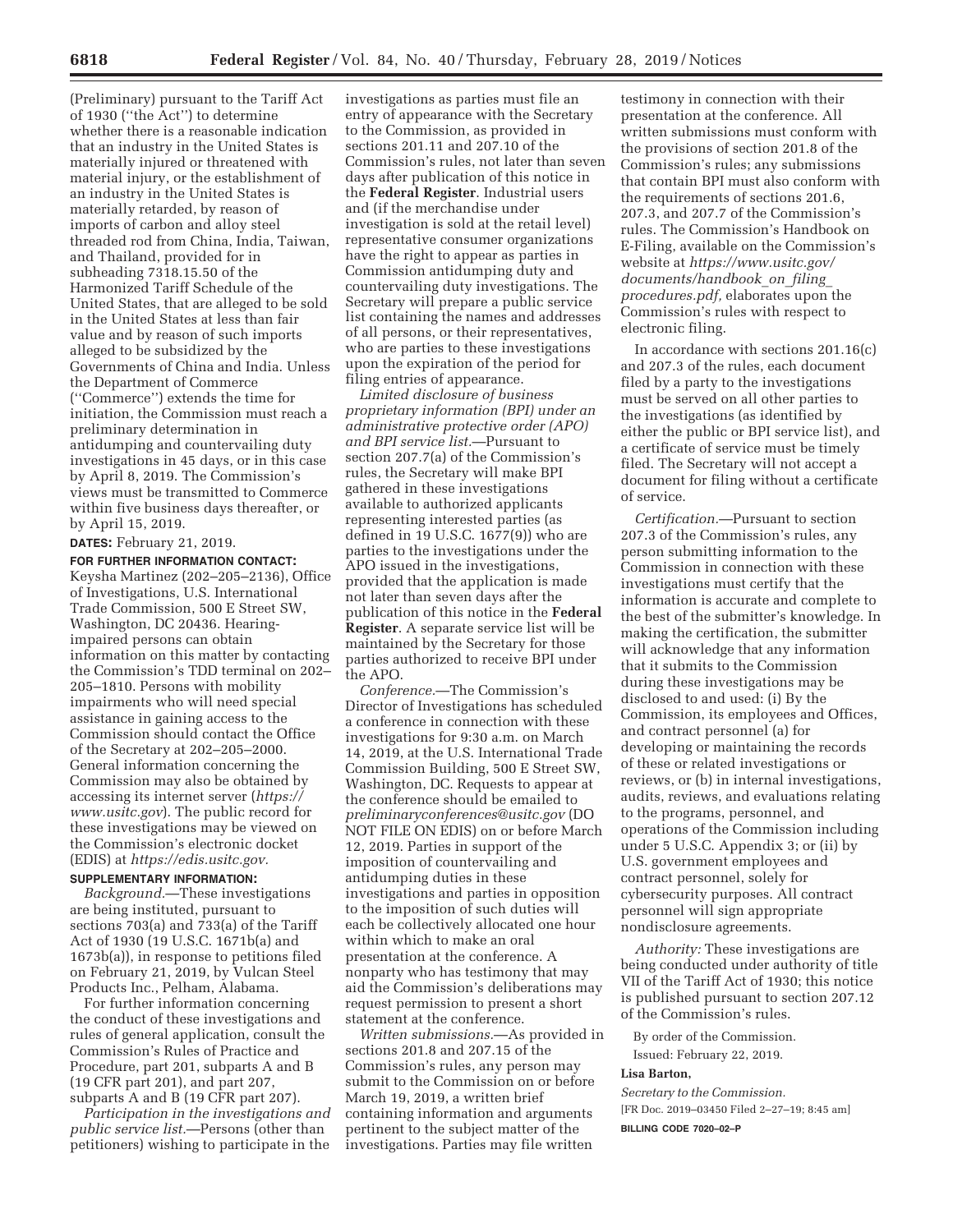(Preliminary) pursuant to the Tariff Act of 1930 (''the Act'') to determine whether there is a reasonable indication that an industry in the United States is materially injured or threatened with material injury, or the establishment of an industry in the United States is materially retarded, by reason of imports of carbon and alloy steel threaded rod from China, India, Taiwan, and Thailand, provided for in subheading 7318.15.50 of the Harmonized Tariff Schedule of the United States, that are alleged to be sold in the United States at less than fair value and by reason of such imports alleged to be subsidized by the Governments of China and India. Unless the Department of Commerce (''Commerce'') extends the time for initiation, the Commission must reach a preliminary determination in antidumping and countervailing duty investigations in 45 days, or in this case by April 8, 2019. The Commission's views must be transmitted to Commerce within five business days thereafter, or by April 15, 2019.

**DATES:** February 21, 2019.

**FOR FURTHER INFORMATION CONTACT:** Keysha Martinez (202–205–2136), Office of Investigations, U.S. International Trade Commission, 500 E Street SW, Washington, DC 20436. Hearing-impaired persons can obtain information on this matter by contacting the Commission's TDD terminal on 202–205–1810. Persons with mobility impairments who will need special assistance in gaining access to the Commission should contact the Office of the Secretary at 202–205–2000. General information concerning the Commission may also be obtained by accessing its internet server (*https://www.usitc.gov*). The public record for these investigations may be viewed on the Commission's electronic docket (EDIS) at *https://edis.usitc.gov.*

**SUPPLEMENTARY INFORMATION:**

*Background.*—These investigations are being instituted, pursuant to sections 703(a) and 733(a) of the Tariff Act of 1930 (19 U.S.C. 1671b(a) and 1673b(a)), in response to petitions filed on February 21, 2019, by Vulcan Steel Products Inc., Pelham, Alabama.

For further information concerning the conduct of these investigations and rules of general application, consult the Commission's Rules of Practice and Procedure, part 201, subparts A and B (19 CFR part 201), and part 207, subparts A and B (19 CFR part 207).

*Participation in the investigations and public service list.*—Persons (other than petitioners) wishing to participate in the investigations as parties must file an entry of appearance with the Secretary to the Commission, as provided in sections 201.11 and 207.10 of the Commission's rules, not later than seven days after publication of this notice in the **Federal Register**. Industrial users and (if the merchandise under investigation is sold at the retail level) representative consumer organizations have the right to appear as parties in Commission antidumping duty and countervailing duty investigations. The Secretary will prepare a public service list containing the names and addresses of all persons, or their representatives, who are parties to these investigations upon the expiration of the period for filing entries of appearance.

*Limited disclosure of business proprietary information (BPI) under an administrative protective order (APO) and BPI service list.*—Pursuant to section 207.7(a) of the Commission's rules, the Secretary will make BPI gathered in these investigations available to authorized applicants representing interested parties (as defined in 19 U.S.C. 1677(9)) who are parties to the investigations under the APO issued in the investigations, provided that the application is made not later than seven days after the publication of this notice in the **Federal Register**. A separate service list will be maintained by the Secretary for those parties authorized to receive BPI under the APO.

*Conference.*—The Commission's Director of Investigations has scheduled a conference in connection with these investigations for 9:30 a.m. on March 14, 2019, at the U.S. International Trade Commission Building, 500 E Street SW, Washington, DC. Requests to appear at the conference should be emailed to *preliminaryconferences@usitc.gov* (DO NOT FILE ON EDIS) on or before March 12, 2019. Parties in support of the imposition of countervailing and antidumping duties in these investigations and parties in opposition to the imposition of such duties will each be collectively allocated one hour within which to make an oral presentation at the conference. A nonparty who has testimony that may aid the Commission's deliberations may request permission to present a short statement at the conference.

*Written submissions.*—As provided in sections 201.8 and 207.15 of the Commission's rules, any person may submit to the Commission on or before March 19, 2019, a written brief containing information and arguments pertinent to the subject matter of the investigations. Parties may file written testimony in connection with their presentation at the conference. All written submissions must conform with the provisions of section 201.8 of the Commission's rules; any submissions that contain BPI must also conform with the requirements of sections 201.6, 207.3, and 207.7 of the Commission's rules. The Commission's Handbook on E-Filing, available on the Commission's website at *https://www.usitc.gov/documents/handbook_on_filing_procedures.pdf,* elaborates upon the Commission's rules with respect to electronic filing.

In accordance with sections 201.16(c) and 207.3 of the rules, each document filed by a party to the investigations must be served on all other parties to the investigations (as identified by either the public or BPI service list), and a certificate of service must be timely filed. The Secretary will not accept a document for filing without a certificate of service.

*Certification.*—Pursuant to section 207.3 of the Commission's rules, any person submitting information to the Commission in connection with these investigations must certify that the information is accurate and complete to the best of the submitter's knowledge. In making the certification, the submitter will acknowledge that any information that it submits to the Commission during these investigations may be disclosed to and used: (i) By the Commission, its employees and Offices, and contract personnel (a) for developing or maintaining the records of these or related investigations or reviews, or (b) in internal investigations, audits, reviews, and evaluations relating to the programs, personnel, and operations of the Commission including under 5 U.S.C. Appendix 3; or (ii) by U.S. government employees and contract personnel, solely for cybersecurity purposes. All contract personnel will sign appropriate nondisclosure agreements.

*Authority:* These investigations are being conducted under authority of title VII of the Tariff Act of 1930; this notice is published pursuant to section 207.12 of the Commission's rules.

By order of the Commission.

Issued: February 22, 2019.

**Lisa Barton,**

*Secretary to the Commission.*

[FR Doc. 2019–03450 Filed 2–27–19; 8:45 am]

**BILLING CODE 7020–02–P**